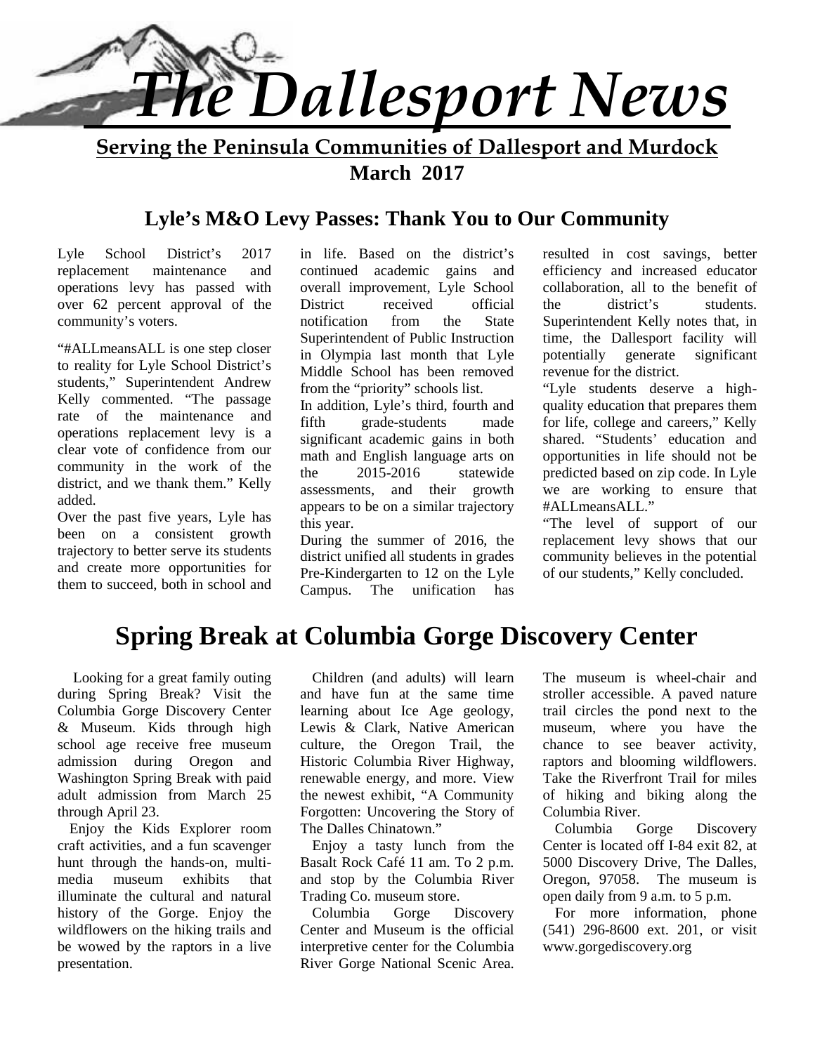# *The Dallesport News*

**Serving the Peninsula Communities of Dallesport and Murdock**

**March 2017**

## Lyle's M&O Levy Passes: Thank You to Our Community

Lyle School District's 2017 replacement maintenance and operations levy has passed with over 62 percent approval of the community's voters.

"#ALLmeansALL is one step closer to reality for Lyle School District's students," Superintendent Andrew Kelly commented. "The passage rate of the maintenance and operations replacement levy is a clear vote of confidence from our community in the work of the district, and we thank them." Kelly added.

Over the past five years, Lyle has been on a consistent growth trajectory to better serve its students and create more opportunities for them to succeed, both in school and in life. Based on the district's continued academic gains and overall improvement, Lyle School District received official notification from the State Superintendent of Public Instruction in Olympia last month that Lyle Middle School has been removed from the "priority" schools list.

In addition, Lyle's third, fourth and fifth grade-students made significant academic gains in both math and English language arts on the 2015-2016 statewide assessments, and their growth appears to be on a similar trajectory this year.

During the summer of 2016, the district unified all students in grades Pre-Kindergarten to 12 on the Lyle Campus. The unification has resulted in cost savings, better efficiency and increased educator collaboration, all to the benefit of the district's students. Superintendent Kelly notes that, in time, the Dallesport facility will potentially generate significant revenue for the district.

"Lyle students deserve a high-quality education that prepares them for life, college and careers," Kelly shared. "Students' education and opportunities in life should not be predicted based on zip code. In Lyle we are working to ensure that #ALLmeansALL."

"The level of support of our replacement levy shows that our community believes in the potential of our students," Kelly concluded.

## Spring Break at Columbia Gorge Discovery Center

Looking for a great family outing during Spring Break? Visit the Columbia Gorge Discovery Center & Museum. Kids through high school age receive free museum admission during Oregon and Washington Spring Break with paid adult admission from March 25 through April 23.

Enjoy the Kids Explorer room craft activities, and a fun scavenger hunt through the hands-on, multi-media museum exhibits that illuminate the cultural and natural history of the Gorge. Enjoy the wildflowers on the hiking trails and be wowed by the raptors in a live presentation.

Children (and adults) will learn and have fun at the same time learning about Ice Age geology, Lewis & Clark, Native American culture, the Oregon Trail, the Historic Columbia River Highway, renewable energy, and more. View the newest exhibit, "A Community Forgotten: Uncovering the Story of The Dalles Chinatown."

Enjoy a tasty lunch from the Basalt Rock Café 11 am. To 2 p.m. and stop by the Columbia River Trading Co. museum store.

Columbia Gorge Discovery Center and Museum is the official interpretive center for the Columbia River Gorge National Scenic Area. The museum is wheel-chair and stroller accessible. A paved nature trail circles the pond next to the museum, where you have the chance to see beaver activity, raptors and blooming wildflowers. Take the Riverfront Trail for miles of hiking and biking along the Columbia River.

Columbia Gorge Discovery Center is located off I-84 exit 82, at 5000 Discovery Drive, The Dalles, Oregon, 97058. The museum is open daily from 9 a.m. to 5 p.m.

For more information, phone (541) 296-8600 ext. 201, or visit www.gorgediscovery.org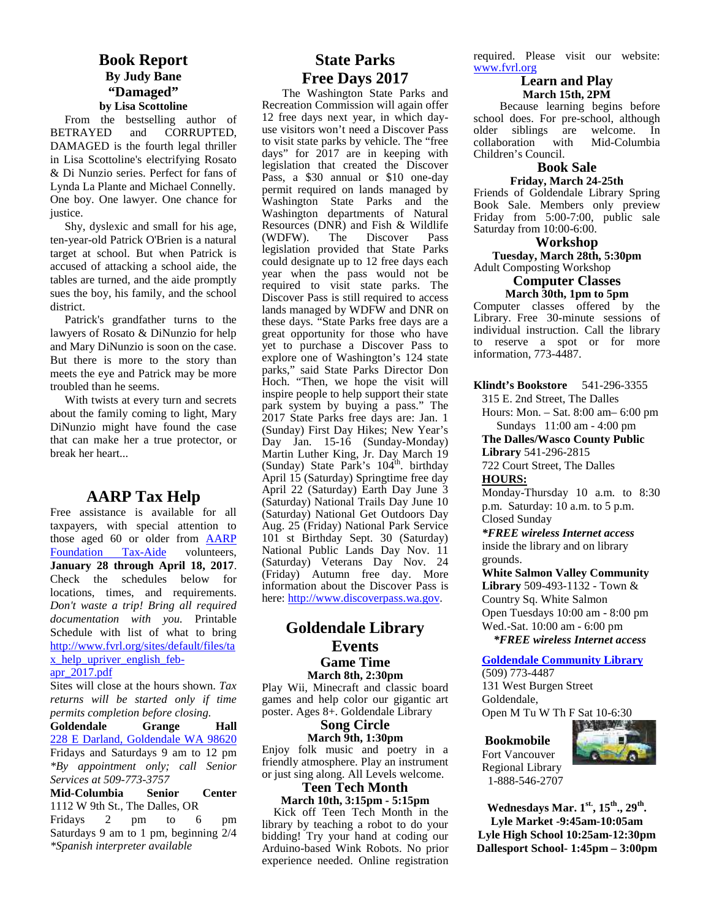## Book Report

**By Judy Bane**

### "Damaged"

**by Lisa Scottoline**

From the bestselling author of BETRAYED and CORRUPTED, DAMAGED is the fourth legal thriller in Lisa Scottoline's electrifying Rosato & Di Nunzio series. Perfect for fans of Lynda La Plante and Michael Connelly. One boy. One lawyer. One chance for justice.

Shy, dyslexic and small for his age, ten-year-old Patrick O'Brien is a natural target at school. But when Patrick is accused of attacking a school aide, the tables are turned, and the aide promptly sues the boy, his family, and the school district.

Patrick's grandfather turns to the lawyers of Rosato & DiNunzio for help and Mary DiNunzio is soon on the case. But there is more to the story than meets the eye and Patrick may be more troubled than he seems.

With twists at every turn and secrets about the family coming to light, Mary DiNunzio might have found the case that can make her a true protector, or break her heart...

## AARP Tax Help

Free assistance is available for all taxpayers, with special attention to those aged 60 or older from AARP Foundation Tax-Aide volunteers, **January 28 through April 18, 2017**. Check the schedules below for locations, times, and requirements. *Don't waste a trip! Bring all required documentation with you.* Printable Schedule with list of what to bring http://www.fvrl.org/sites/default/files/tax_help_upriver_english_feb-apr_2017.pdf

Sites will close at the hours shown. *Tax returns will be started only if time permits completion before closing.*

**Goldendale Grange Hall**
228 E Darland, Goldendale WA 98620
Fridays and Saturdays 9 am to 12 pm
*\*By appointment only; call Senior Services at 509-773-3757*

**Mid-Columbia Senior Center**
1112 W 9th St., The Dalles, OR
Fridays 2 pm to 6 pm
Saturdays 9 am to 1 pm, beginning 2/4
*\*Spanish interpreter available*

## State Parks Free Days 2017

The Washington State Parks and Recreation Commission will again offer 12 free days next year, in which day-use visitors won't need a Discover Pass to visit state parks by vehicle. The "free days" for 2017 are in keeping with legislation that created the Discover Pass, a $30 annual or $10 one-day permit required on lands managed by Washington State Parks and the Washington departments of Natural Resources (DNR) and Fish & Wildlife (WDFW). The Discover Pass legislation provided that State Parks could designate up to 12 free days each year when the pass would not be required to visit state parks. The Discover Pass is still required to access lands managed by WDFW and DNR on these days. "State Parks free days are a great opportunity for those who have yet to purchase a Discover Pass to explore one of Washington's 124 state parks," said State Parks Director Don Hoch. "Then, we hope the visit will inspire people to help support their state park system by buying a pass." The 2017 State Parks free days are: Jan. 1 (Sunday) First Day Hikes; New Year's Day Jan. 15-16 (Sunday-Monday) Martin Luther King, Jr. Day March 19 (Sunday) State Park's 104th. birthday April 15 (Saturday) Springtime free day April 22 (Saturday) Earth Day June 3 (Saturday) National Trails Day June 10 (Saturday) National Get Outdoors Day Aug. 25 (Friday) National Park Service 101 st Birthday Sept. 30 (Saturday) National Public Lands Day Nov. 11 (Saturday) Veterans Day Nov. 24 (Friday) Autumn free day. More information about the Discover Pass is here: http://www.discoverpass.wa.gov.

## Goldendale Library Events

### Game Time

**March 8th, 2:30pm**

Play Wii, Minecraft and classic board games and help color our gigantic art poster. Ages 8+. Goldendale Library

### Song Circle

**March 9th, 1:30pm**

Enjoy folk music and poetry in a friendly atmosphere. Play an instrument or just sing along. All Levels welcome.

### Teen Tech Month

**March 10th, 3:15pm - 5:15pm**

Kick off Teen Tech Month in the library by teaching a robot to do your bidding! Try your hand at coding our Arduino-based Wink Robots. No prior experience needed. Online registration required. Please visit our website: www.fvrl.org

### Learn and Play

**March 15th, 2PM**

Because learning begins before school does. For pre-school, although older siblings are welcome. In collaboration with Mid-Columbia Children's Council.

### Book Sale

**Friday, March 24-25th**

Friends of Goldendale Library Spring Book Sale. Members only preview Friday from 5:00-7:00, public sale Saturday from 10:00-6:00.

### Workshop

**Tuesday, March 28th, 5:30pm**

Adult Composting Workshop

### Computer Classes

**March 30th, 1pm to 5pm**

Computer classes offered by the Library. Free 30-minute sessions of individual instruction. Call the library to reserve a spot or for more information, 773-4487.

**Klindt's Bookstore** 541-296-3355
315 E. 2nd Street, The Dalles
Hours: Mon. – Sat. 8:00 am– 6:00 pm
Sundays 11:00 am - 4:00 pm

**The Dalles/Wasco County Public Library** 541-296-2815
722 Court Street, The Dalles
**HOURS:**
Monday-Thursday 10 a.m. to 8:30 p.m. Saturday: 10 a.m. to 5 p.m.
Closed Sunday
***FREE wireless Internet access*** inside the library and on library grounds.

**White Salmon Valley Community Library** 509-493-1132 - Town & Country Sq. White Salmon
Open Tuesdays 10:00 am - 8:00 pm
Wed.-Sat. 10:00 am - 6:00 pm
***FREE wireless Internet access***

**Goldendale Community Library**
(509) 773-4487
131 West Burgen Street
Goldendale,
Open M Tu W Th F Sat 10-6:30

**Bookmobile**
Fort Vancouver Regional Library
1-888-546-2707

**Wednesdays Mar. 1st, 15th., 29th.**
**Lyle Market -9:45am-10:05am**
**Lyle High School 10:25am-12:30pm**
**Dallesport School- 1:45pm – 3:00pm**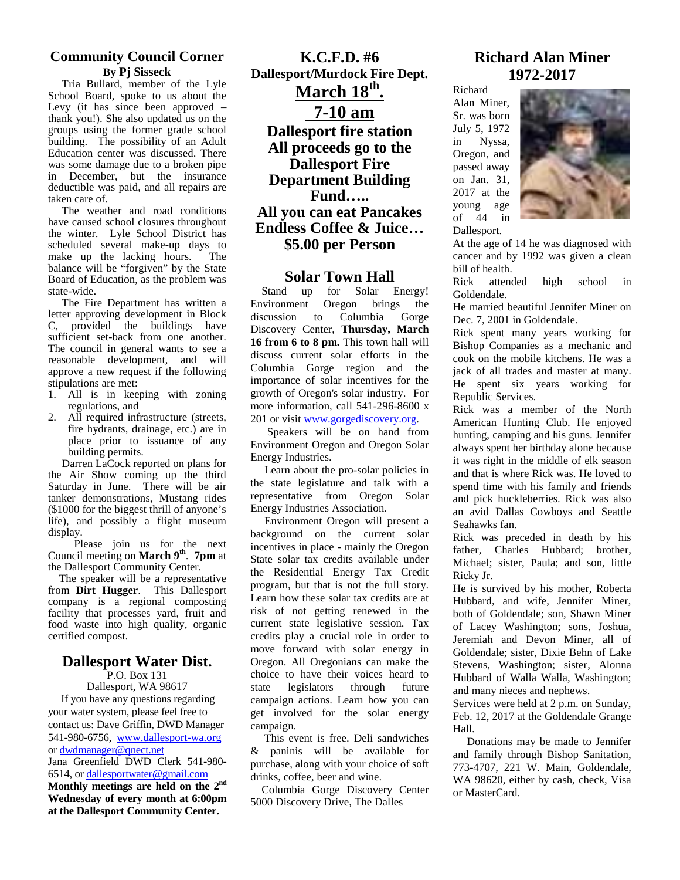## Community Council Corner

**By Pj Sisseck**

Tria Bullard, member of the Lyle School Board, spoke to us about the Levy (it has since been approved – thank you!). She also updated us on the groups using the former grade school building. The possibility of an Adult Education center was discussed. There was some damage due to a broken pipe in December, but the insurance deductible was paid, and all repairs are taken care of.

The weather and road conditions have caused school closures throughout the winter. Lyle School District has scheduled several make-up days to make up the lacking hours. The balance will be "forgiven" by the State Board of Education, as the problem was state-wide.

The Fire Department has written a letter approving development in Block C, provided the buildings have sufficient set-back from one another. The council in general wants to see a reasonable development, and will approve a new request if the following stipulations are met:

1. All is in keeping with zoning regulations, and
2. All required infrastructure (streets, fire hydrants, drainage, etc.) are in place prior to issuance of any building permits.

Darren LaCock reported on plans for the Air Show coming up the third Saturday in June. There will be air tanker demonstrations, Mustang rides ($1000 for the biggest thrill of anyone's life), and possibly a flight museum display.

Please join us for the next Council meeting on **March 9th**. **7pm** at the Dallesport Community Center.

The speaker will be a representative from **Dirt Hugger**. This Dallesport company is a regional composting facility that processes yard, fruit and food waste into high quality, organic certified compost.

## Dallesport Water Dist.

P.O. Box 131
Dallesport, WA 98617

If you have any questions regarding your water system, please feel free to contact us: Dave Griffin, DWD Manager 541-980-6756, www.dallesport-wa.org or dwdmanager@qnect.net

Jana Greenfield DWD Clerk 541-980-6514, or dallesportwater@gmail.com

**Monthly meetings are held on the 2nd Wednesday of every month at 6:00pm at the Dallesport Community Center.**

## K.C.F.D. #6

**Dallesport/Murdock Fire Dept.**

**March 18th.**

**7-10 am**

**Dallesport fire station**
**All proceeds go to the Dallesport Fire Department Building Fund…..**
**All you can eat Pancakes**
**Endless Coffee & Juice…**
**$5.00 per Person**

## Solar Town Hall

Stand up for Solar Energy! Environment Oregon brings the discussion to Columbia Gorge Discovery Center, **Thursday, March 16 from 6 to 8 pm.** This town hall will discuss current solar efforts in the Columbia Gorge region and the importance of solar incentives for the growth of Oregon's solar industry. For more information, call 541-296-8600 x 201 or visit www.gorgediscovery.org.

Speakers will be on hand from Environment Oregon and Oregon Solar Energy Industries.

Learn about the pro-solar policies in the state legislature and talk with a representative from Oregon Solar Energy Industries Association.

Environment Oregon will present a background on the current solar incentives in place - mainly the Oregon State solar tax credits available under the Residential Energy Tax Credit program, but that is not the full story. Learn how these solar tax credits are at risk of not getting renewed in the current state legislative session. Tax credits play a crucial role in order to move forward with solar energy in Oregon. All Oregonians can make the choice to have their voices heard to state legislators through future campaign actions. Learn how you can get involved for the solar energy campaign.

This event is free. Deli sandwiches & paninis will be available for purchase, along with your choice of soft drinks, coffee, beer and wine.

Columbia Gorge Discovery Center
5000 Discovery Drive, The Dalles

## Richard Alan Miner 1972-2017

Richard Alan Miner, Sr. was born July 5, 1972 in Nyssa, Oregon, and passed away on Jan. 31, 2017 at the young age of 44 in Dallesport.

At the age of 14 he was diagnosed with cancer and by 1992 was given a clean bill of health.

Rick attended high school in Goldendale.

He married beautiful Jennifer Miner on Dec. 7, 2001 in Goldendale.

Rick spent many years working for Bishop Companies as a mechanic and cook on the mobile kitchens. He was a jack of all trades and master at many. He spent six years working for Republic Services.

Rick was a member of the North American Hunting Club. He enjoyed hunting, camping and his guns. Jennifer always spent her birthday alone because it was right in the middle of elk season and that is where Rick was. He loved to spend time with his family and friends and pick huckleberries. Rick was also an avid Dallas Cowboys and Seattle Seahawks fan.

Rick was preceded in death by his father, Charles Hubbard; brother, Michael; sister, Paula; and son, little Ricky Jr.

He is survived by his mother, Roberta Hubbard, and wife, Jennifer Miner, both of Goldendale; son, Shawn Miner of Lacey Washington; sons, Joshua, Jeremiah and Devon Miner, all of Goldendale; sister, Dixie Behn of Lake Stevens, Washington; sister, Alonna Hubbard of Walla Walla, Washington; and many nieces and nephews.

Services were held at 2 p.m. on Sunday, Feb. 12, 2017 at the Goldendale Grange Hall.

Donations may be made to Jennifer and family through Bishop Sanitation, 773-4707, 221 W. Main, Goldendale, WA 98620, either by cash, check, Visa or MasterCard.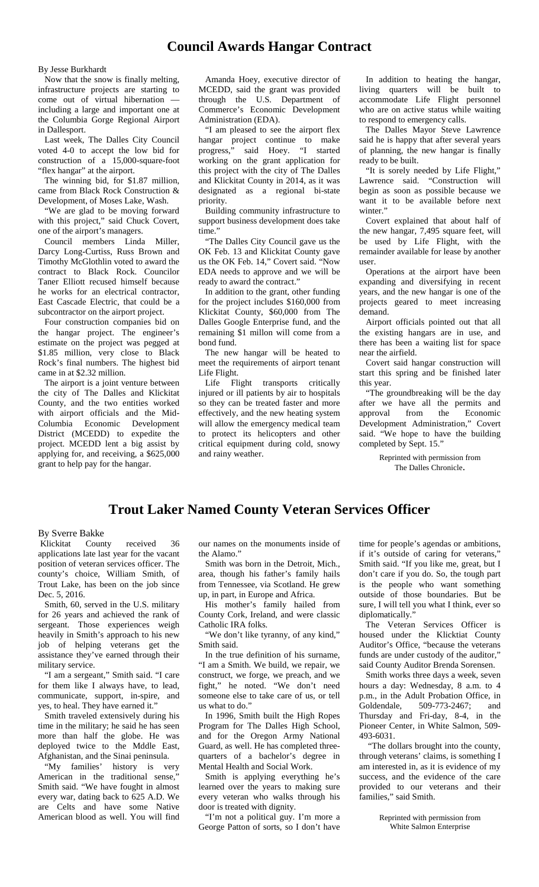# Council Awards Hangar Contract

By Jesse Burkhardt

Now that the snow is finally melting, infrastructure projects are starting to come out of virtual hibernation — including a large and important one at the Columbia Gorge Regional Airport in Dallesport.

Last week, The Dalles City Council voted 4-0 to accept the low bid for construction of a 15,000-square-foot "flex hangar" at the airport.

The winning bid, for $1.87 million, came from Black Rock Construction & Development, of Moses Lake, Wash.

"We are glad to be moving forward with this project," said Chuck Covert, one of the airport's managers.

Council members Linda Miller, Darcy Long-Curtiss, Russ Brown and Timothy McGlothlin voted to award the contract to Black Rock. Councilor Taner Elliott recused himself because he works for an electrical contractor, East Cascade Electric, that could be a subcontractor on the airport project.

Four construction companies bid on the hangar project. The engineer's estimate on the project was pegged at $1.85 million, very close to Black Rock's final numbers. The highest bid came in at $2.32 million.

The airport is a joint venture between the city of The Dalles and Klickitat County, and the two entities worked with airport officials and the Mid-Columbia Economic Development District (MCEDD) to expedite the project. MCEDD lent a big assist by applying for, and receiving, a $625,000 grant to help pay for the hangar.

Amanda Hoey, executive director of MCEDD, said the grant was provided through the U.S. Department of Commerce's Economic Development Administration (EDA).

"I am pleased to see the airport flex hangar project continue to make progress," said Hoey. "I started working on the grant application for this project with the city of The Dalles and Klickitat County in 2014, as it was designated as a regional bi-state priority.

Building community infrastructure to support business development does take time."

"The Dalles City Council gave us the OK Feb. 13 and Klickitat County gave us the OK Feb. 14," Covert said. "Now EDA needs to approve and we will be ready to award the contract."

In addition to the grant, other funding for the project includes $160,000 from Klickitat County, $60,000 from The Dalles Google Enterprise fund, and the remaining $1 millon will come from a bond fund.

The new hangar will be heated to meet the requirements of airport tenant Life Flight.

Life Flight transports critically injured or ill patients by air to hospitals so they can be treated faster and more effectively, and the new heating system will allow the emergency medical team to protect its helicopters and other critical equipment during cold, snowy and rainy weather.

In addition to heating the hangar, living quarters will be built to accommodate Life Flight personnel who are on active status while waiting to respond to emergency calls.

The Dalles Mayor Steve Lawrence said he is happy that after several years of planning, the new hangar is finally ready to be built.

"It is sorely needed by Life Flight," Lawrence said. "Construction will begin as soon as possible because we want it to be available before next winter."

Covert explained that about half of the new hangar, 7,495 square feet, will be used by Life Flight, with the remainder available for lease by another user.

Operations at the airport have been expanding and diversifying in recent years, and the new hangar is one of the projects geared to meet increasing demand.

Airport officials pointed out that all the existing hangars are in use, and there has been a waiting list for space near the airfield.

Covert said hangar construction will start this spring and be finished later this year.

"The groundbreaking will be the day after we have all the permits and approval from the Economic Development Administration," Covert said. "We hope to have the building completed by Sept. 15."

Reprinted with permission from The Dalles Chronicle.

# Trout Laker Named County Veteran Services Officer

By Sverre Bakke

Klickitat County received 36 applications late last year for the vacant position of veteran services officer. The county's choice, William Smith, of Trout Lake, has been on the job since Dec. 5, 2016.

Smith, 60, served in the U.S. military for 26 years and achieved the rank of sergeant. Those experiences weigh heavily in Smith's approach to his new job of helping veterans get the assistance they've earned through their military service.

"I am a sergeant," Smith said. "I care for them like I always have, to lead, communicate, support, in-spire, and yes, to heal. They have earned it."

Smith traveled extensively during his time in the military; he said he has seen more than half the globe. He was deployed twice to the Mddle East, Afghanistan, and the Sinai peninsula.

"My families' history is very American in the traditional sense," Smith said. "We have fought in almost every war, dating back to 625 A.D. We are Celts and have some Native American blood as well. You will find our names on the monuments inside of the Alamo."

Smith was born in the Detroit, Mich., area, though his father's family hails from Tennessee, via Scotland. He grew up, in part, in Europe and Africa.

His mother's family hailed from County Cork, Ireland, and were classic Catholic IRA folks.

"We don't like tyranny, of any kind," Smith said.

In the true definition of his surname, "I am a Smith. We build, we repair, we construct, we forge, we preach, and we fight," he noted. "We don't need someone else to take care of us, or tell us what to do."

In 1996, Smith built the High Ropes Program for The Dalles High School, and for the Oregon Army National Guard, as well. He has completed three-quarters of a bachelor's degree in Mental Health and Social Work.

Smith is applying everything he's learned over the years to making sure every veteran who walks through his door is treated with dignity.

"I'm not a political guy. I'm more a George Patton of sorts, so I don't have time for people's agendas or ambitions, if it's outside of caring for veterans," Smith said. "If you like me, great, but I don't care if you do. So, the tough part is the people who want something outside of those boundaries. But be sure, I will tell you what I think, ever so diplomatically."

The Veteran Services Officer is housed under the Klicktiat County Auditor's Office, "because the veterans funds are under custody of the auditor," said County Auditor Brenda Sorensen.

Smith works three days a week, seven hours a day: Wednesday, 8 a.m. to 4 p.m., in the Adult Probation Office, in Goldendale, 509-773-2467; and Thursday and Fri-day, 8-4, in the Pioneer Center, in White Salmon, 509-493-6031.

"The dollars brought into the county, through veterans' claims, is something I am interested in, as it is evidence of my success, and the evidence of the care provided to our veterans and their families," said Smith.

Reprinted with permission from White Salmon Enterprise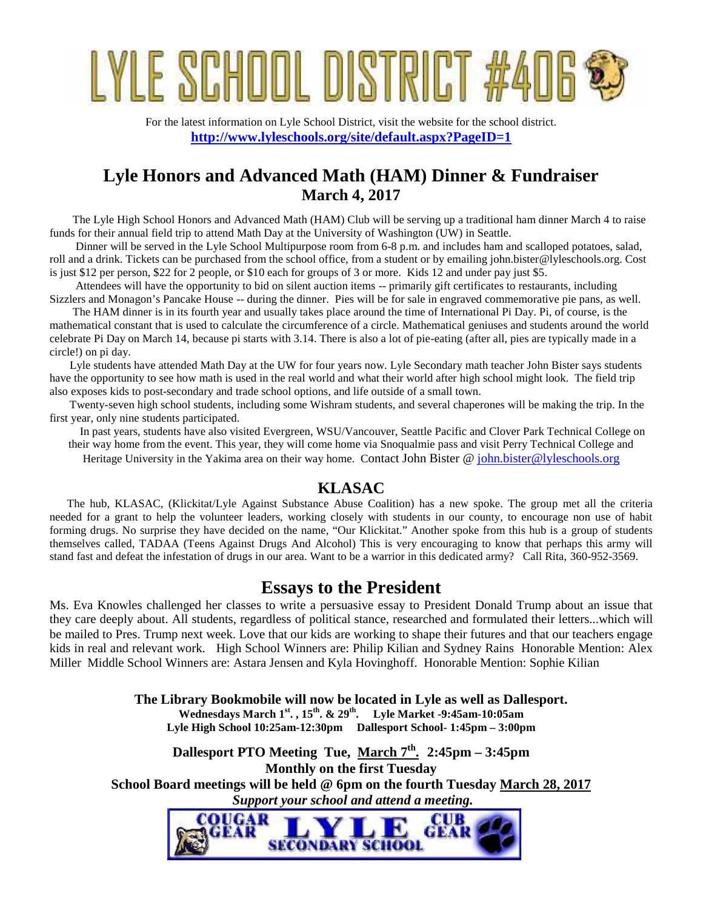# LYLE SCHOOL DISTRICT #406

For the latest information on Lyle School District, visit the website for the school district.
**http://www.lyleschools.org/site/default.aspx?PageID=1**

## Lyle Honors and Advanced Math (HAM) Dinner & Fundraiser
### March 4, 2017

The Lyle High School Honors and Advanced Math (HAM) Club will be serving up a traditional ham dinner March 4 to raise funds for their annual field trip to attend Math Day at the University of Washington (UW) in Seattle.

Dinner will be served in the Lyle School Multipurpose room from 6-8 p.m. and includes ham and scalloped potatoes, salad, roll and a drink. Tickets can be purchased from the school office, from a student or by emailing john.bister@lyleschools.org. Cost is just $12 per person, $22 for 2 people, or $10 each for groups of 3 or more. Kids 12 and under pay just $5.

Attendees will have the opportunity to bid on silent auction items -- primarily gift certificates to restaurants, including Sizzlers and Monagon's Pancake House -- during the dinner. Pies will be for sale in engraved commemorative pie pans, as well.

The HAM dinner is in its fourth year and usually takes place around the time of International Pi Day. Pi, of course, is the mathematical constant that is used to calculate the circumference of a circle. Mathematical geniuses and students around the world celebrate Pi Day on March 14, because pi starts with 3.14. There is also a lot of pie-eating (after all, pies are typically made in a circle!) on pi day.

Lyle students have attended Math Day at the UW for four years now. Lyle Secondary math teacher John Bister says students have the opportunity to see how math is used in the real world and what their world after high school might look. The field trip also exposes kids to post-secondary and trade school options, and life outside of a small town.

Twenty-seven high school students, including some Wishram students, and several chaperones will be making the trip. In the first year, only nine students participated.

In past years, students have also visited Evergreen, WSU/Vancouver, Seattle Pacific and Clover Park Technical College on their way home from the event. This year, they will come home via Snoqualmie pass and visit Perry Technical College and Heritage University in the Yakima area on their way home. Contact John Bister @ john.bister@lyleschools.org

## KLASAC

The hub, KLASAC, (Klickitat/Lyle Against Substance Abuse Coalition) has a new spoke. The group met all the criteria needed for a grant to help the volunteer leaders, working closely with students in our county, to encourage non use of habit forming drugs. No surprise they have decided on the name, "Our Klickitat." Another spoke from this hub is a group of students themselves called, TADAA (Teens Against Drugs And Alcohol) This is very encouraging to know that perhaps this army will stand fast and defeat the infestation of drugs in our area. Want to be a warrior in this dedicated army? Call Rita, 360-952-3569.

## Essays to the President

Ms. Eva Knowles challenged her classes to write a persuasive essay to President Donald Trump about an issue that they care deeply about. All students, regardless of political stance, researched and formulated their letters...which will be mailed to Pres. Trump next week. Love that our kids are working to shape their futures and that our teachers engage kids in real and relevant work. High School Winners are: Philip Kilian and Sydney Rains Honorable Mention: Alex Miller Middle School Winners are: Astara Jensen and Kyla Hovinghoff. Honorable Mention: Sophie Kilian

**The Library Bookmobile will now be located in Lyle as well as Dallesport.**
**Wednesdays March 1st. , 15th. & 29th. Lyle Market -9:45am-10:05am**
**Lyle High School 10:25am-12:30pm Dallesport School- 1:45pm – 3:00pm**

**Dallesport PTO Meeting Tue, March 7th. 2:45pm – 3:45pm**
**Monthly on the first Tuesday**
**School Board meetings will be held @ 6pm on the fourth Tuesday March 28, 2017**
***Support your school and attend a meeting.***

COUGAR GEAR LYLE SECONDARY SCHOOL CUB GEAR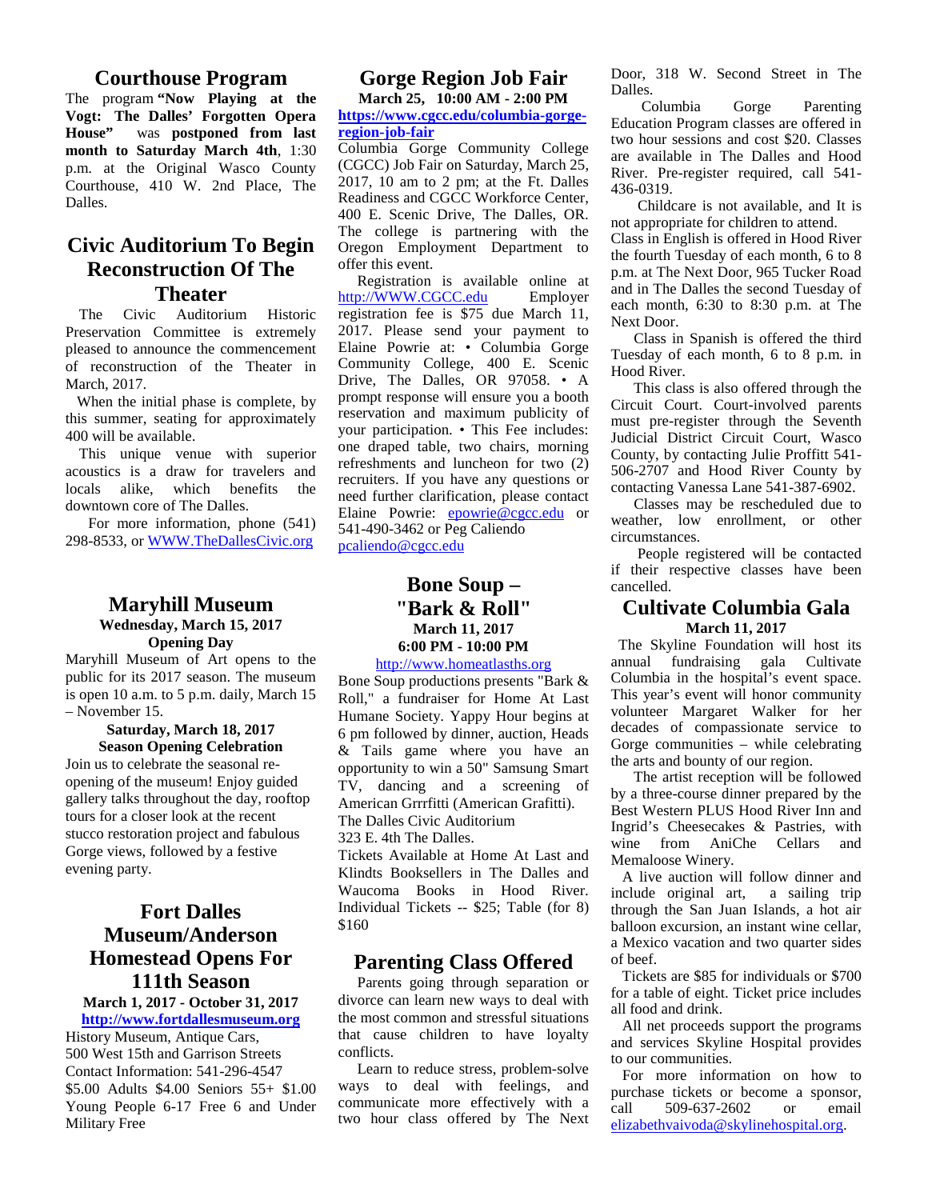## Courthouse Program

The program **"Now Playing at the Vogt: The Dalles' Forgotten Opera House"** was **postponed from last month to Saturday March 4th**, 1:30 p.m. at the Original Wasco County Courthouse, 410 W. 2nd Place, The Dalles.

## Civic Auditorium To Begin Reconstruction Of The Theater

The Civic Auditorium Historic Preservation Committee is extremely pleased to announce the commencement of reconstruction of the Theater in March, 2017.

When the initial phase is complete, by this summer, seating for approximately 400 will be available.

This unique venue with superior acoustics is a draw for travelers and locals alike, which benefits the downtown core of The Dalles.

For more information, phone (541) 298-8533, or WWW.TheDallesCivic.org

## Maryhill Museum

**Wednesday, March 15, 2017**
**Opening Day**

Maryhill Museum of Art opens to the public for its 2017 season. The museum is open 10 a.m. to 5 p.m. daily, March 15 – November 15.

**Saturday, March 18, 2017**
**Season Opening Celebration**

Join us to celebrate the seasonal re-opening of the museum! Enjoy guided gallery talks throughout the day, rooftop tours for a closer look at the recent stucco restoration project and fabulous Gorge views, followed by a festive evening party.

## Fort Dalles Museum/Anderson Homestead Opens For 111th Season

**March 1, 2017 - October 31, 2017**
**http://www.fortdallesmuseum.org**

History Museum, Antique Cars,
500 West 15th and Garrison Streets
Contact Information: 541-296-4547
$5.00 Adults $4.00 Seniors 55+ $1.00 Young People 6-17 Free 6 and Under Military Free

## Gorge Region Job Fair

**March 25, 10:00 AM - 2:00 PM**
**https://www.cgcc.edu/columbia-gorge-region-job-fair**

Columbia Gorge Community College (CGCC) Job Fair on Saturday, March 25, 2017, 10 am to 2 pm; at the Ft. Dalles Readiness and CGCC Workforce Center, 400 E. Scenic Drive, The Dalles, OR. The college is partnering with the Oregon Employment Department to offer this event.

Registration is available online at http://WWW.CGCC.edu Employer registration fee is $75 due March 11, 2017. Please send your payment to Elaine Powrie at: • Columbia Gorge Community College, 400 E. Scenic Drive, The Dalles, OR 97058. • A prompt response will ensure you a booth reservation and maximum publicity of your participation. • This Fee includes: one draped table, two chairs, morning refreshments and luncheon for two (2) recruiters. If you have any questions or need further clarification, please contact Elaine Powrie: epowrie@cgcc.edu or 541-490-3462 or Peg Caliendo pcaliendo@cgcc.edu

## Bone Soup – "Bark & Roll"

**March 11, 2017**
**6:00 PM - 10:00 PM**

http://www.homeatlasths.org

Bone Soup productions presents "Bark & Roll," a fundraiser for Home At Last Humane Society. Yappy Hour begins at 6 pm followed by dinner, auction, Heads & Tails game where you have an opportunity to win a 50" Samsung Smart TV, dancing and a screening of American Grrrfitti (American Grafitti).
The Dalles Civic Auditorium
323 E. 4th The Dalles.
Tickets Available at Home At Last and Klindts Booksellers in The Dalles and Waucoma Books in Hood River. Individual Tickets -- $25; Table (for 8) $160

## Parenting Class Offered

Parents going through separation or divorce can learn new ways to deal with the most common and stressful situations that cause children to have loyalty conflicts.

Learn to reduce stress, problem-solve ways to deal with feelings, and communicate more effectively with a two hour class offered by The Next Door, 318 W. Second Street in The Dalles.

Columbia Gorge Parenting Education Program classes are offered in two hour sessions and cost $20. Classes are available in The Dalles and Hood River. Pre-register required, call 541-436-0319.

Childcare is not available, and It is not appropriate for children to attend.
Class in English is offered in Hood River the fourth Tuesday of each month, 6 to 8 p.m. at The Next Door, 965 Tucker Road and in The Dalles the second Tuesday of each month, 6:30 to 8:30 p.m. at The Next Door.

Class in Spanish is offered the third Tuesday of each month, 6 to 8 p.m. in Hood River.

This class is also offered through the Circuit Court. Court-involved parents must pre-register through the Seventh Judicial District Circuit Court, Wasco County, by contacting Julie Proffitt 541-506-2707 and Hood River County by contacting Vanessa Lane 541-387-6902.

Classes may be rescheduled due to weather, low enrollment, or other circumstances.

People registered will be contacted if their respective classes have been cancelled.

## Cultivate Columbia Gala

**March 11, 2017**

The Skyline Foundation will host its annual fundraising gala Cultivate Columbia in the hospital's event space. This year's event will honor community volunteer Margaret Walker for her decades of compassionate service to Gorge communities – while celebrating the arts and bounty of our region.

The artist reception will be followed by a three-course dinner prepared by the Best Western PLUS Hood River Inn and Ingrid's Cheesecakes & Pastries, with wine from AniChe Cellars and Memaloose Winery.

A live auction will follow dinner and include original art, a sailing trip through the San Juan Islands, a hot air balloon excursion, an instant wine cellar, a Mexico vacation and two quarter sides of beef.

Tickets are $85 for individuals or $700 for a table of eight. Ticket price includes all food and drink.

All net proceeds support the programs and services Skyline Hospital provides to our communities.

For more information on how to purchase tickets or become a sponsor, call 509-637-2602 or email elizabethvaivoda@skylinehospital.org.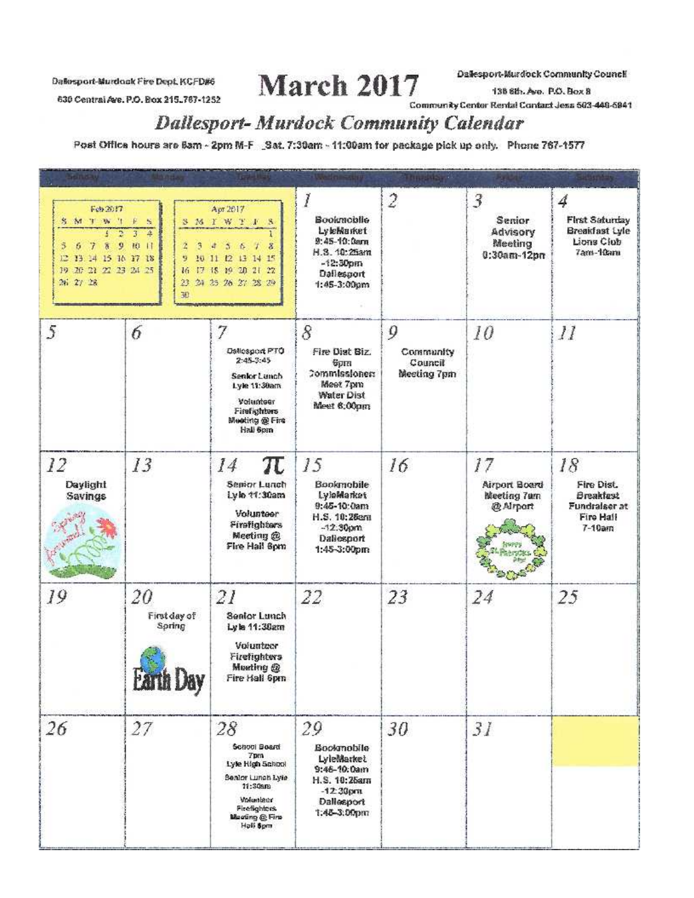Dallesport-Murdock Fire Dept. KCFD#6
630 Central Ave. P.O. Box 215. 767-1252

# March 2017

Dallesport-Murdock Community Council
138 6th. Ave. P.O. Box 8
Community Center Rental Contact Jess 503-440-5941

## *Dallesport- Murdock Community Calendar*

Post Office hours are 8am - 2pm M-F _Sat. 7:30am - 11:00am for package pick up only. Phone 767-1577

| Sunday | Monday | Tuesday | Wednesday | Thursday | Friday | Saturday |
|---|---|---|---|---|---|---|
| Feb 2017 | | Apr 2017 | 1 Bookmobile LyleMarket 9:45-10:0am H.S. 10:25am -12:30pm Dallesport 1:45-3:00pm | 2 | 3 Senior Advisory Meeting 0:30am-12pm | 4 First Saturday Breakfast Lyle Lions Club 7am-10am |
| 5 | 6 | 7 Dallesport PTO 2:45-3:45 Senior Lunch Lyle 11:30am Volunteer Firefighters Meeting @ Fire Hall 6pm | 8 Fire Dist Biz. 6pm Commissioner Meet 7pm Water Dist Meet 6:00pm | 9 Community Council Meeting 7pm | 10 | 11 |
| 12 Daylight Savings | 13 | 14 π Senior Lunch Lyle 11:30am Volunteer Firefighters Meeting @ Fire Hall 6pm | 15 Bookmobile LyleMarket 9:45-10:0am H.S. 10:25am -12:30pm Dallesport 1:45-3:00pm | 16 | 17 Airport Board Meeting 7am @ Airport | 18 Fire Dist. Breakfast Fundraiser at Fire Hall 7-10am |
| 19 | 20 First day of Spring | 21 Senior Lunch Lyle 11:30am Volunteer Firefighters Meeting @ Fire Hall 6pm | 22 | 23 | 24 | 25 |
| 26 | 27 | 28 School Board 7pm Lyle High School Senior Lunch Lyle 11:30am Volunteer Firefighters Meeting @ Fire Hall 6pm | 29 Bookmobile LyleMarket 9:45-10:0am H.S. 10:25am -12:30pm Dallesport 1:45-3:00pm | 30 | 31 | |

Feb 2017

| S | M | T | W | T | F | S |
|---|---|---|---|---|---|---|
| | | | 1 | 2 | 3 | 4 |
| 5 | 6 | 7 | 8 | 9 | 10 | 11 |
| 12 | 13 | 14 | 15 | 16 | 17 | 18 |
| 19 | 20 | 21 | 22 | 23 | 24 | 25 |
| 26 | 27 | 28 | | | | |

Apr 2017

| S | M | T | W | T | F | S |
|---|---|---|---|---|---|---|
| | | | | | | 1 |
| 2 | 3 | 4 | 5 | 6 | 7 | 8 |
| 9 | 10 | 11 | 12 | 13 | 14 | 15 |
| 16 | 17 | 18 | 19 | 20 | 21 | 22 |
| 23 | 24 | 25 | 26 | 27 | 28 | 29 |
| 30 | | | | | | |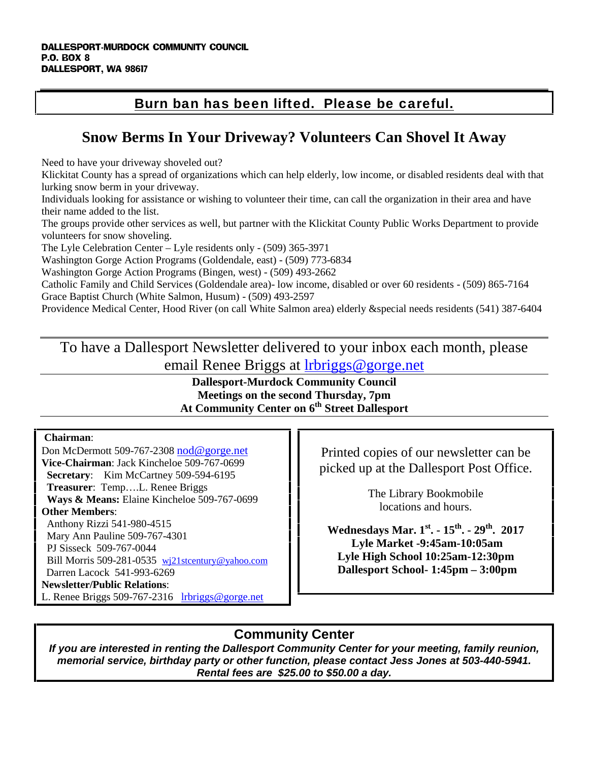**DALLESPORT-MURDOCK COMMUNITY COUNCIL**
**P.O. BOX 8**
**DALLESPORT, WA 98617**

## Burn ban has been lifted. Please be careful.

## Snow Berms In Your Driveway? Volunteers Can Shovel It Away

Need to have your driveway shoveled out?
Klickitat County has a spread of organizations which can help elderly, low income, or disabled residents deal with that lurking snow berm in your driveway.
Individuals looking for assistance or wishing to volunteer their time, can call the organization in their area and have their name added to the list.
The groups provide other services as well, but partner with the Klickitat County Public Works Department to provide volunteers for snow shoveling.
The Lyle Celebration Center – Lyle residents only - (509) 365-3971
Washington Gorge Action Programs (Goldendale, east) - (509) 773-6834
Washington Gorge Action Programs (Bingen, west) - (509) 493-2662
Catholic Family and Child Services (Goldendale area)- low income, disabled or over 60 residents - (509) 865-7164
Grace Baptist Church (White Salmon, Husum) - (509) 493-2597
Providence Medical Center, Hood River (on call White Salmon area) elderly &special needs residents (541) 387-6404

To have a Dallesport Newsletter delivered to your inbox each month, please email Renee Briggs at lrbriggs@gorge.net

**Dallesport-Murdock Community Council**
**Meetings on the second Thursday, 7pm**
**At Community Center on 6th Street Dallesport**

**Chairman**:
Don McDermott 509-767-2308 nod@gorge.net
**Vice-Chairman**: Jack Kincheloe 509-767-0699
**Secretary**: Kim McCartney 509-594-6195
**Treasurer**: Temp….L. Renee Briggs
**Ways & Means:** Elaine Kincheloe 509-767-0699
**Other Members**:
Anthony Rizzi 541-980-4515
Mary Ann Pauline 509-767-4301
PJ Sisseck 509-767-0044
Bill Morris 509-281-0535 wj21stcentury@yahoo.com
Darren Lacock 541-993-6269
**Newsletter/Public Relations**:
L. Renee Briggs 509-767-2316 lrbriggs@gorge.net

Printed copies of our newsletter can be picked up at the Dallesport Post Office.

The Library Bookmobile locations and hours.

**Wednesdays Mar. 1st. - 15th. - 29th. 2017**
**Lyle Market -9:45am-10:05am**
**Lyle High School 10:25am-12:30pm**
**Dallesport School- 1:45pm – 3:00pm**

## Community Center

***If you are interested in renting the Dallesport Community Center for your meeting, family reunion, memorial service, birthday party or other function, please contact Jess Jones at 503-440-5941. Rental fees are $25.00 to $50.00 a day.***